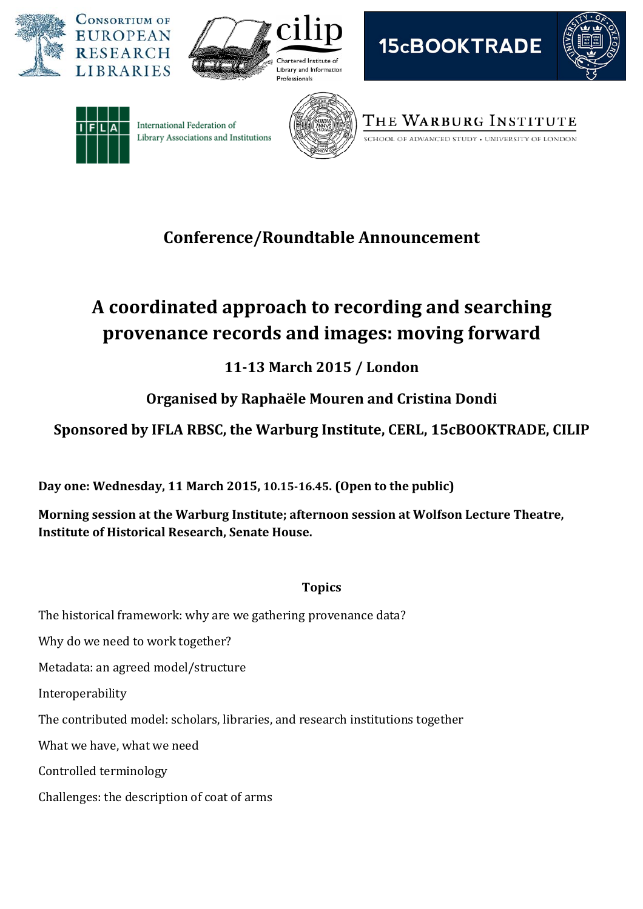Consortium of European Research Libraries

cilip Chartered Institute of Library and Information Professionals

15cBOOKTRADE

IFLA International Federation of Library Associations and Institutions

The Warburg Institute
School of Advanced Study • University of London

## Conference/Roundtable Announcement

# A coordinated approach to recording and searching provenance records and images: moving forward

### 11-13 March 2015 / London

### Organised by Raphaële Mouren and Cristina Dondi

### Sponsored by IFLA RBSC, the Warburg Institute, CERL, 15cBOOKTRADE, CILIP

**Day one: Wednesday, 11 March 2015, 10.15-16.45. (Open to the public)**

**Morning session at the Warburg Institute; afternoon session at Wolfson Lecture Theatre, Institute of Historical Research, Senate House.**

**Topics**

The historical framework: why are we gathering provenance data?

Why do we need to work together?

Metadata: an agreed model/structure

Interoperability

The contributed model: scholars, libraries, and research institutions together

What we have, what we need

Controlled terminology

Challenges: the description of coat of arms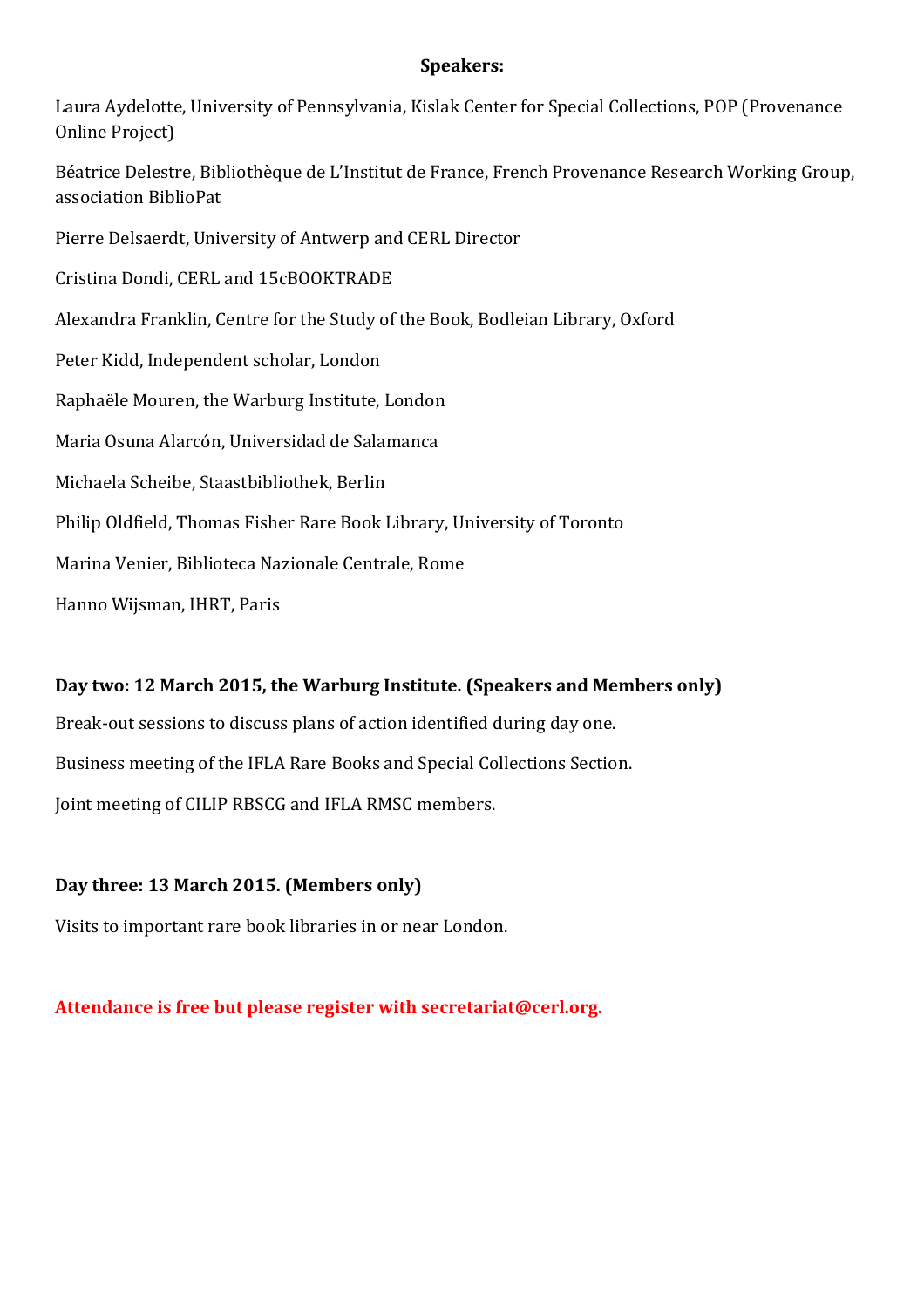**Speakers:**

Laura Aydelotte, University of Pennsylvania, Kislak Center for Special Collections, POP (Provenance Online Project)

Béatrice Delestre, Bibliothèque de L'Institut de France, French Provenance Research Working Group, association BiblioPat

Pierre Delsaerdt, University of Antwerp and CERL Director

Cristina Dondi, CERL and 15cBOOKTRADE

Alexandra Franklin, Centre for the Study of the Book, Bodleian Library, Oxford

Peter Kidd, Independent scholar, London

Raphaële Mouren, the Warburg Institute, London

Maria Osuna Alarcón, Universidad de Salamanca

Michaela Scheibe, Staastbibliothek, Berlin

Philip Oldfield, Thomas Fisher Rare Book Library, University of Toronto

Marina Venier, Biblioteca Nazionale Centrale, Rome

Hanno Wijsman, IHRT, Paris

**Day two: 12 March 2015, the Warburg Institute. (Speakers and Members only)**

Break-out sessions to discuss plans of action identified during day one.

Business meeting of the IFLA Rare Books and Special Collections Section.

Joint meeting of CILIP RBSCG and IFLA RMSC members.

**Day three: 13 March 2015. (Members only)**

Visits to important rare book libraries in or near London.

**Attendance is free but please register with secretariat@cerl.org.**